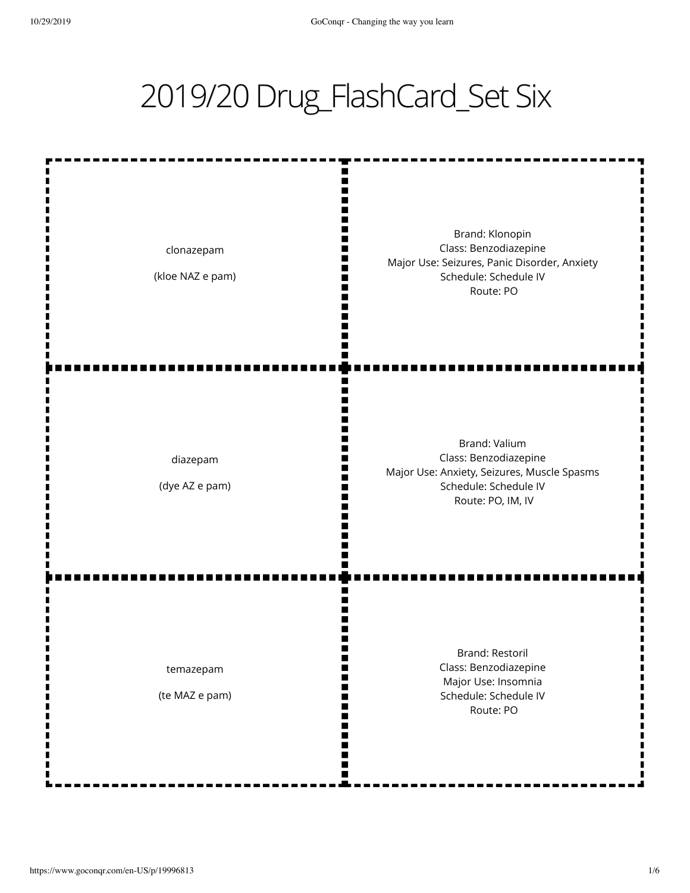# 2019/20 Drug_FlashCard_Set Six

| | |
|---|---|
| clonazepam<br><br>(kloe NAZ e pam) | Brand: Klonopin<br>Class: Benzodiazepine<br>Major Use: Seizures, Panic Disorder, Anxiety<br>Schedule: Schedule IV<br>Route: PO |
| diazepam<br><br>(dye AZ e pam) | Brand: Valium<br>Class: Benzodiazepine<br>Major Use: Anxiety, Seizures, Muscle Spasms<br>Schedule: Schedule IV<br>Route: PO, IM, IV |
| temazepam<br><br>(te MAZ e pam) | Brand: Restoril<br>Class: Benzodiazepine<br>Major Use: Insomnia<br>Schedule: Schedule IV<br>Route: PO |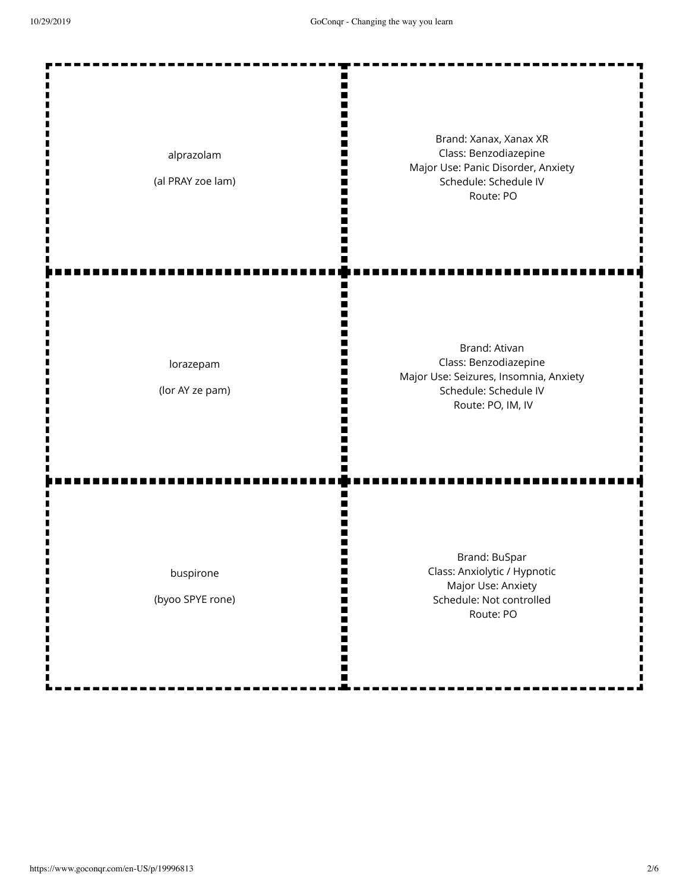| | |
|---|---|
| alprazolam<br><br>(al PRAY zoe lam) | Brand: Xanax, Xanax XR<br>Class: Benzodiazepine<br>Major Use: Panic Disorder, Anxiety<br>Schedule: Schedule IV<br>Route: PO |
| lorazepam<br><br>(lor AY ze pam) | Brand: Ativan<br>Class: Benzodiazepine<br>Major Use: Seizures, Insomnia, Anxiety<br>Schedule: Schedule IV<br>Route: PO, IM, IV |
| buspirone<br><br>(byoo SPYE rone) | Brand: BuSpar<br>Class: Anxiolytic / Hypnotic<br>Major Use: Anxiety<br>Schedule: Not controlled<br>Route: PO |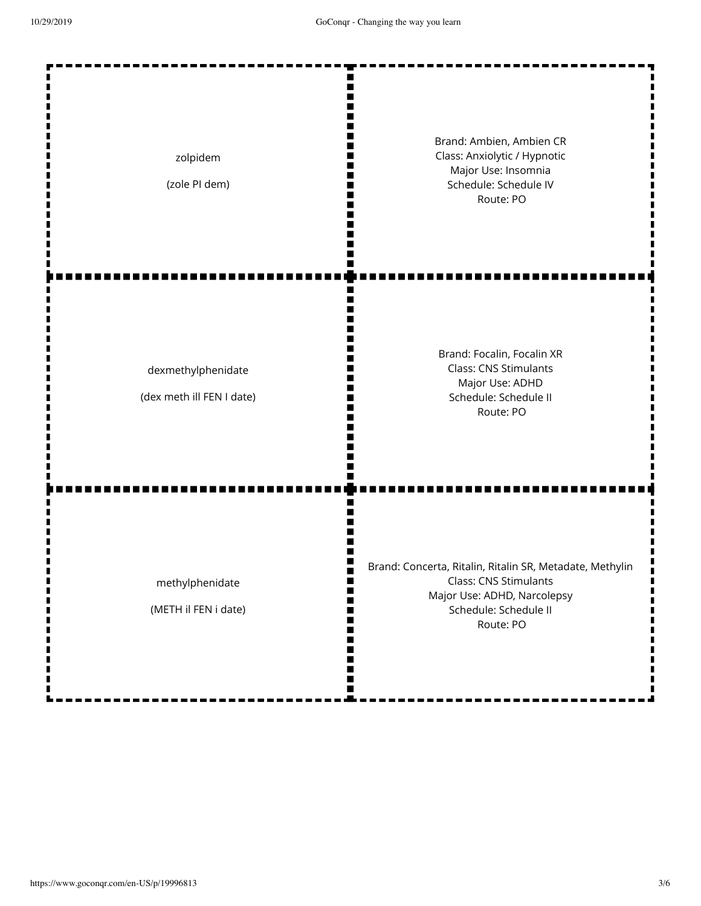| | |
|---|---|
| zolpidem<br><br>(zole PI dem) | Brand: Ambien, Ambien CR<br>Class: Anxiolytic / Hypnotic<br>Major Use: Insomnia<br>Schedule: Schedule IV<br>Route: PO |
| dexmethylphenidate<br><br>(dex meth ill FEN I date) | Brand: Focalin, Focalin XR<br>Class: CNS Stimulants<br>Major Use: ADHD<br>Schedule: Schedule II<br>Route: PO |
| methylphenidate<br><br>(METH il FEN i date) | Brand: Concerta, Ritalin, Ritalin SR, Metadate, Methylin<br>Class: CNS Stimulants<br>Major Use: ADHD, Narcolepsy<br>Schedule: Schedule II<br>Route: PO |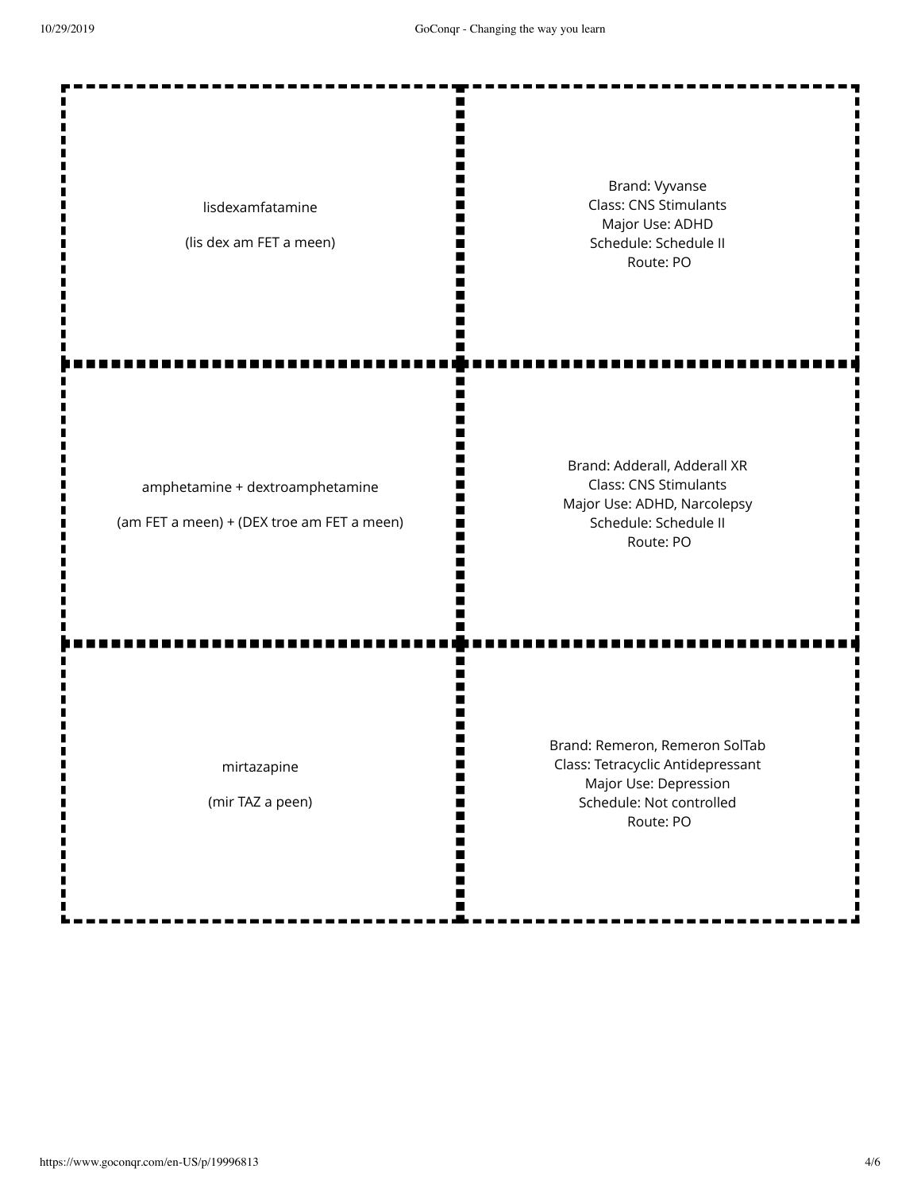| Term | Definition |
| --- | --- |
| lisdexamfatamine<br><br>(lis dex am FET a meen) | Brand: Vyvanse<br>Class: CNS Stimulants<br>Major Use: ADHD<br>Schedule: Schedule II<br>Route: PO |
| amphetamine + dextroamphetamine<br><br>(am FET a meen) + (DEX troe am FET a meen) | Brand: Adderall, Adderall XR<br>Class: CNS Stimulants<br>Major Use: ADHD, Narcolepsy<br>Schedule: Schedule II<br>Route: PO |
| mirtazapine<br><br>(mir TAZ a peen) | Brand: Remeron, Remeron SolTab<br>Class: Tetracyclic Antidepressant<br>Major Use: Depression<br>Schedule: Not controlled<br>Route: PO |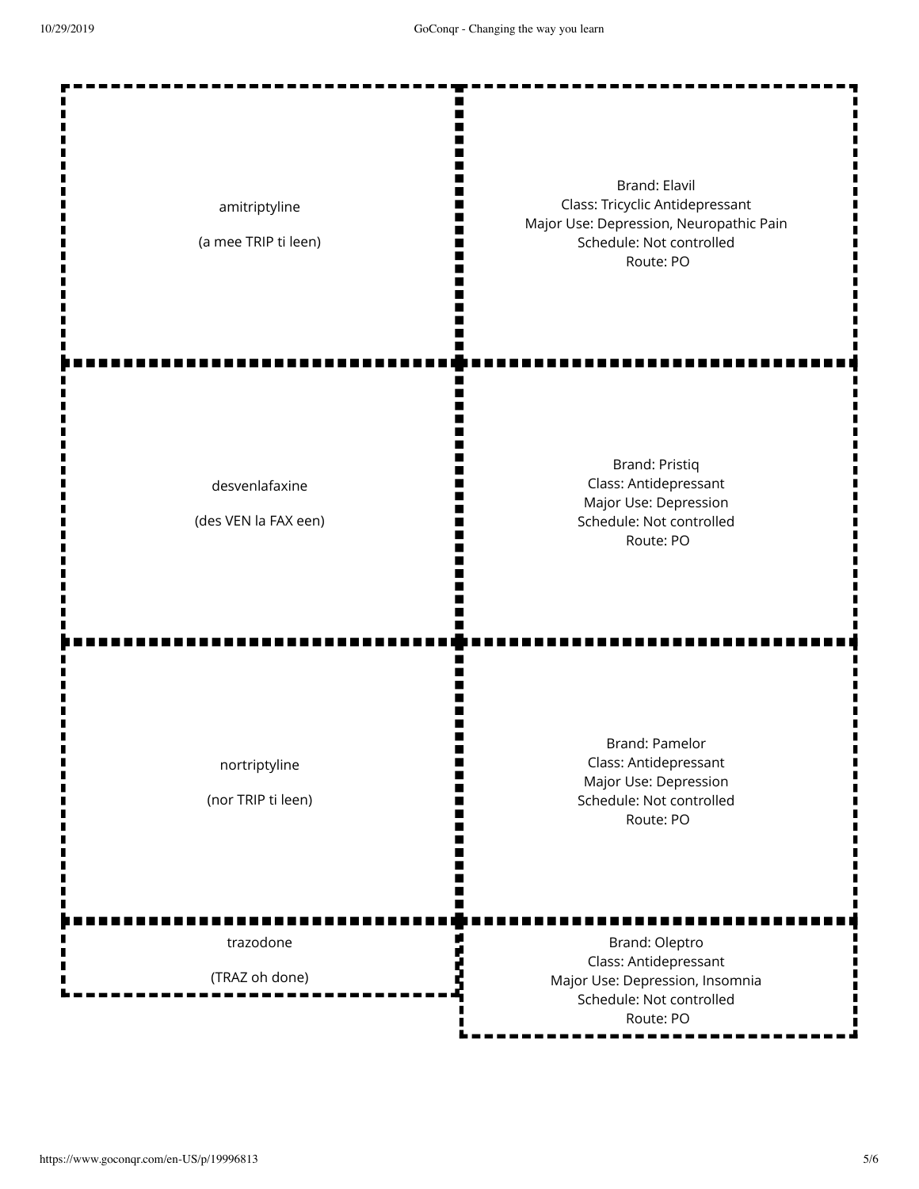| Term | Definition |
| --- | --- |
| amitriptyline<br><br>(a mee TRIP ti leen) | Brand: Elavil<br>Class: Tricyclic Antidepressant<br>Major Use: Depression, Neuropathic Pain<br>Schedule: Not controlled<br>Route: PO |
| desvenlafaxine<br><br>(des VEN la FAX een) | Brand: Pristiq<br>Class: Antidepressant<br>Major Use: Depression<br>Schedule: Not controlled<br>Route: PO |
| nortriptyline<br><br>(nor TRIP ti leen) | Brand: Pamelor<br>Class: Antidepressant<br>Major Use: Depression<br>Schedule: Not controlled<br>Route: PO |
| trazodone<br><br>(TRAZ oh done) | Brand: Oleptro<br>Class: Antidepressant<br>Major Use: Depression, Insomnia<br>Schedule: Not controlled<br>Route: PO |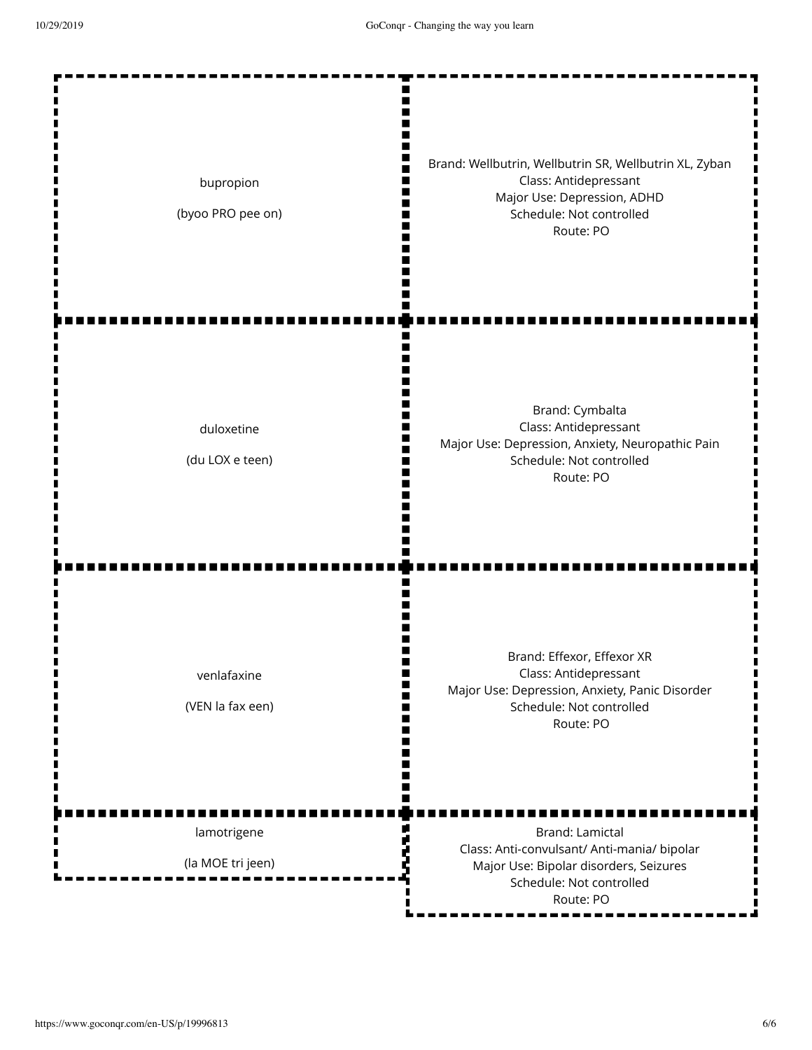| | |
| --- | --- |
| bupropion<br><br>(byoo PRO pee on) | Brand: Wellbutrin, Wellbutrin SR, Wellbutrin XL, Zyban<br>Class: Antidepressant<br>Major Use: Depression, ADHD<br>Schedule: Not controlled<br>Route: PO |
| duloxetine<br><br>(du LOX e teen) | Brand: Cymbalta<br>Class: Antidepressant<br>Major Use: Depression, Anxiety, Neuropathic Pain<br>Schedule: Not controlled<br>Route: PO |
| venlafaxine<br><br>(VEN la fax een) | Brand: Effexor, Effexor XR<br>Class: Antidepressant<br>Major Use: Depression, Anxiety, Panic Disorder<br>Schedule: Not controlled<br>Route: PO |
| lamotrigene<br><br>(la MOE tri jeen) | Brand: Lamictal<br>Class: Anti-convulsant/ Anti-mania/ bipolar<br>Major Use: Bipolar disorders, Seizures<br>Schedule: Not controlled<br>Route: PO |